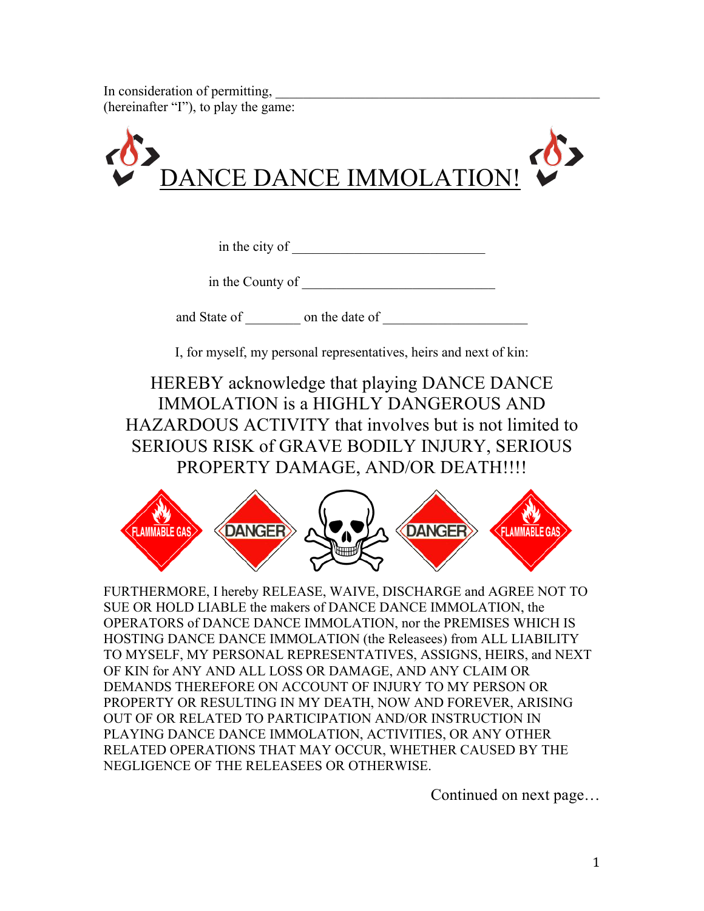In consideration of permitting, _______________________________________________ (hereinafter "I"), to play the game:

# DANCE DANCE IMMOLATION!

in the city of __________________________

in the County of __________________________

and State of ________ on the date of ____________________

I, for myself, my personal representatives, heirs and next of kin:

HEREBY acknowledge that playing DANCE DANCE IMMOLATION is a HIGHLY DANGEROUS AND HAZARDOUS ACTIVITY that involves but is not limited to SERIOUS RISK of GRAVE BODILY INJURY, SERIOUS PROPERTY DAMAGE, AND/OR DEATH!!!!

FLAMMABLE GAS DANGER DANGER FLAMMABLE GAS

FURTHERMORE, I hereby RELEASE, WAIVE, DISCHARGE and AGREE NOT TO SUE OR HOLD LIABLE the makers of DANCE DANCE IMMOLATION, the OPERATORS of DANCE DANCE IMMOLATION, nor the PREMISES WHICH IS HOSTING DANCE DANCE IMMOLATION (the Releasees) from ALL LIABILITY TO MYSELF, MY PERSONAL REPRESENTATIVES, ASSIGNS, HEIRS, and NEXT OF KIN for ANY AND ALL LOSS OR DAMAGE, AND ANY CLAIM OR DEMANDS THEREFORE ON ACCOUNT OF INJURY TO MY PERSON OR PROPERTY OR RESULTING IN MY DEATH, NOW AND FOREVER, ARISING OUT OF OR RELATED TO PARTICIPATION AND/OR INSTRUCTION IN PLAYING DANCE DANCE IMMOLATION, ACTIVITIES, OR ANY OTHER RELATED OPERATIONS THAT MAY OCCUR, WHETHER CAUSED BY THE NEGLIGENCE OF THE RELEASEES OR OTHERWISE.

Continued on next page…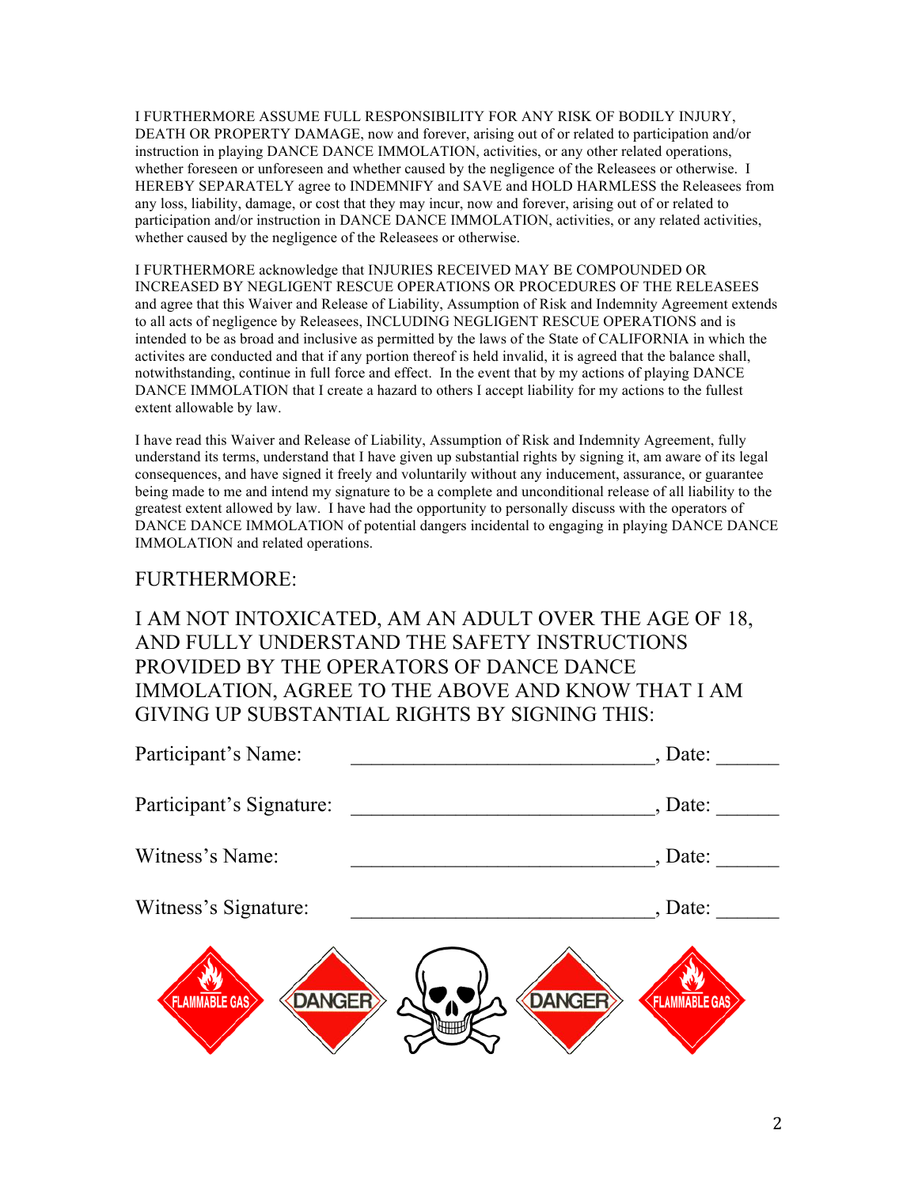I FURTHERMORE ASSUME FULL RESPONSIBILITY FOR ANY RISK OF BODILY INJURY, DEATH OR PROPERTY DAMAGE, now and forever, arising out of or related to participation and/or instruction in playing DANCE DANCE IMMOLATION, activities, or any other related operations, whether foreseen or unforeseen and whether caused by the negligence of the Releasees or otherwise. I HEREBY SEPARATELY agree to INDEMNIFY and SAVE and HOLD HARMLESS the Releasees from any loss, liability, damage, or cost that they may incur, now and forever, arising out of or related to participation and/or instruction in DANCE DANCE IMMOLATION, activities, or any related activities, whether caused by the negligence of the Releasees or otherwise.

I FURTHERMORE acknowledge that INJURIES RECEIVED MAY BE COMPOUNDED OR INCREASED BY NEGLIGENT RESCUE OPERATIONS OR PROCEDURES OF THE RELEASEES and agree that this Waiver and Release of Liability, Assumption of Risk and Indemnity Agreement extends to all acts of negligence by Releasees, INCLUDING NEGLIGENT RESCUE OPERATIONS and is intended to be as broad and inclusive as permitted by the laws of the State of CALIFORNIA in which the activites are conducted and that if any portion thereof is held invalid, it is agreed that the balance shall, notwithstanding, continue in full force and effect. In the event that by my actions of playing DANCE DANCE IMMOLATION that I create a hazard to others I accept liability for my actions to the fullest extent allowable by law.

I have read this Waiver and Release of Liability, Assumption of Risk and Indemnity Agreement, fully understand its terms, understand that I have given up substantial rights by signing it, am aware of its legal consequences, and have signed it freely and voluntarily without any inducement, assurance, or guarantee being made to me and intend my signature to be a complete and unconditional release of all liability to the greatest extent allowed by law. I have had the opportunity to personally discuss with the operators of DANCE DANCE IMMOLATION of potential dangers incidental to engaging in playing DANCE DANCE IMMOLATION and related operations.

FURTHERMORE:

I AM NOT INTOXICATED, AM AN ADULT OVER THE AGE OF 18, AND FULLY UNDERSTAND THE SAFETY INSTRUCTIONS PROVIDED BY THE OPERATORS OF DANCE DANCE IMMOLATION, AGREE TO THE ABOVE AND KNOW THAT I AM GIVING UP SUBSTANTIAL RIGHTS BY SIGNING THIS:

Participant's Name: ______________________________, Date: ______

Participant's Signature: ______________________________, Date: ______

Witness's Name: ______________________________, Date: ______

Witness's Signature: ______________________________, Date: ______

FLAMMABLE GAS DANGER DANGER FLAMMABLE GAS